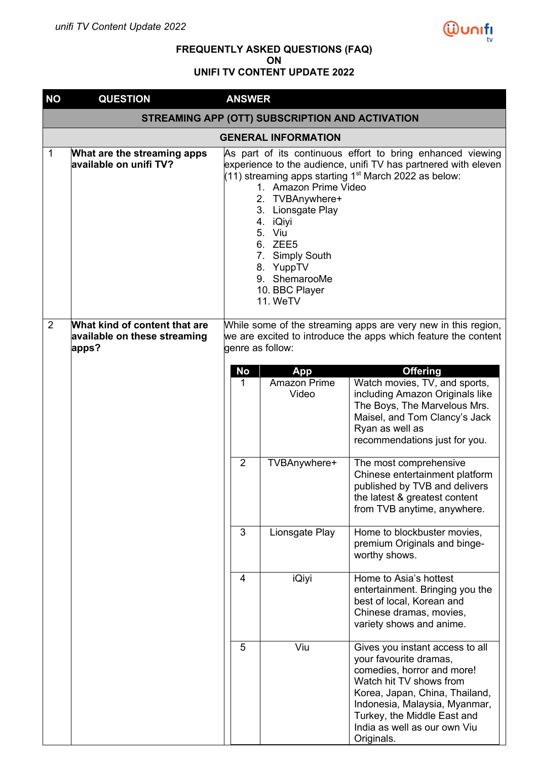# FREQUENTLY ASKED QUESTIONS (FAQ) ON UNIFI TV CONTENT UPDATE 2022

| NO | QUESTION | ANSWER |
|---|---|---|
| | **STREAMING APP (OTT) SUBSCRIPTION AND ACTIVATION** | |
| | **GENERAL INFORMATION** | |
| 1 | **What are the streaming apps available on unifi TV?** | As part of its continuous effort to bring enhanced viewing experience to the audience, unifi TV has partnered with eleven (11) streaming apps starting 1st March 2022 as below:<br>1. Amazon Prime Video<br>2. TVBAnywhere+<br>3. Lionsgate Play<br>4. iQiyi<br>5. Viu<br>6. ZEE5<br>7. Simply South<br>8. YuppTV<br>9. ShemarooMe<br>10. BBC Player<br>11. WeTV |
| 2 | **What kind of content that are available on these streaming apps?** | While some of the streaming apps are very new in this region, we are excited to introduce the apps which feature the content genre as follow: |

| No | App | Offering |
|---|---|---|
| 1 | Amazon Prime Video | Watch movies, TV, and sports, including Amazon Originals like The Boys, The Marvelous Mrs. Maisel, and Tom Clancy's Jack Ryan as well as recommendations just for you. |
| 2 | TVBAnywhere+ | The most comprehensive Chinese entertainment platform published by TVB and delivers the latest & greatest content from TVB anytime, anywhere. |
| 3 | Lionsgate Play | Home to blockbuster movies, premium Originals and binge-worthy shows. |
| 4 | iQiyi | Home to Asia's hottest entertainment. Bringing you the best of local, Korean and Chinese dramas, movies, variety shows and anime. |
| 5 | Viu | Gives you instant access to all your favourite dramas, comedies, horror and more! Watch hit TV shows from Korea, Japan, China, Thailand, Indonesia, Malaysia, Myanmar, Turkey, the Middle East and India as well as our own Viu Originals. |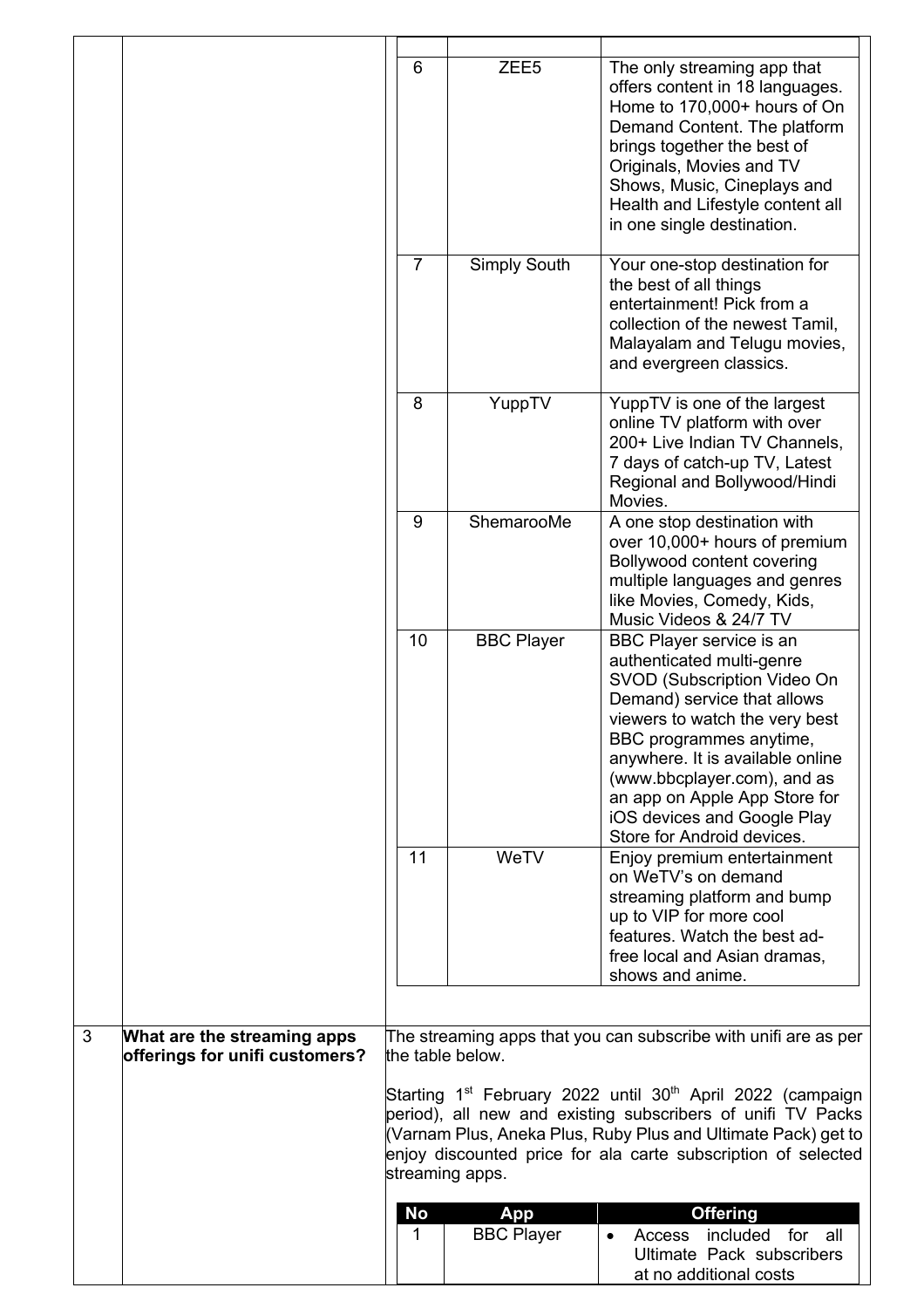| No | App | Offering |
|---|---|---|
| 6 | ZEE5 | The only streaming app that offers content in 18 languages. Home to 170,000+ hours of On Demand Content. The platform brings together the best of Originals, Movies and TV Shows, Music, Cineplays and Health and Lifestyle content all in one single destination. |
| 7 | Simply South | Your one-stop destination for the best of all things entertainment! Pick from a collection of the newest Tamil, Malayalam and Telugu movies, and evergreen classics. |
| 8 | YuppTV | YuppTV is one of the largest online TV platform with over 200+ Live Indian TV Channels, 7 days of catch-up TV, Latest Regional and Bollywood/Hindi Movies. |
| 9 | ShemarooMe | A one stop destination with over 10,000+ hours of premium Bollywood content covering multiple languages and genres like Movies, Comedy, Kids, Music Videos & 24/7 TV |
| 10 | BBC Player | BBC Player service is an authenticated multi-genre SVOD (Subscription Video On Demand) service that allows viewers to watch the very best BBC programmes anytime, anywhere. It is available online (www.bbcplayer.com), and as an app on Apple App Store for iOS devices and Google Play Store for Android devices. |
| 11 | WeTV | Enjoy premium entertainment on WeTV's on demand streaming platform and bump up to VIP for more cool features. Watch the best ad-free local and Asian dramas, shows and anime. |

**3. What are the streaming apps offerings for unifi customers?**

The streaming apps that you can subscribe with unifi are as per the table below.

Starting 1st February 2022 until 30th April 2022 (campaign period), all new and existing subscribers of unifi TV Packs (Varnam Plus, Aneka Plus, Ruby Plus and Ultimate Pack) get to enjoy discounted price for ala carte subscription of selected streaming apps.

| No | App | Offering |
|---|---|---|
| 1 | BBC Player | • Access included for all Ultimate Pack subscribers at no additional costs |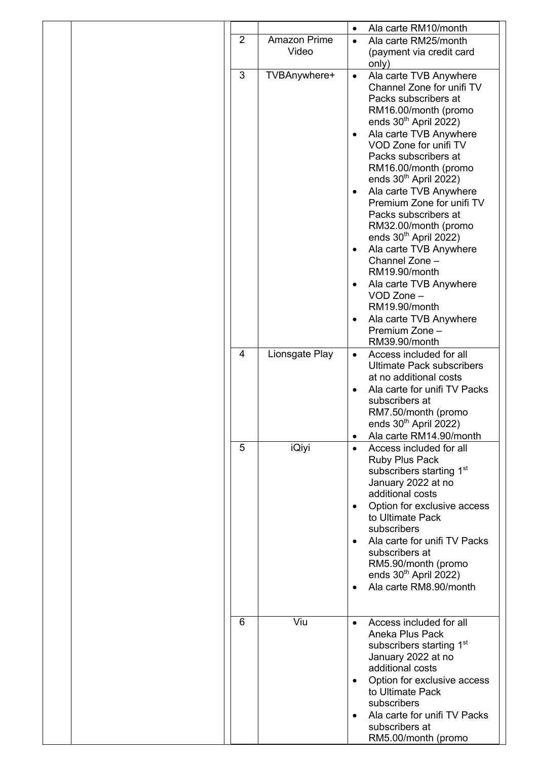| | | No. | Service | Details |
|---|---|---|---|---|
| | | | | • Ala carte RM10/month |
| | | 2 | Amazon Prime Video | • Ala carte RM25/month (payment via credit card only) |
| | | 3 | TVBAnywhere+ | • Ala carte TVB Anywhere Channel Zone for unifi TV Packs subscribers at RM16.00/month (promo ends 30th April 2022)<br>• Ala carte TVB Anywhere VOD Zone for unifi TV Packs subscribers at RM16.00/month (promo ends 30th April 2022)<br>• Ala carte TVB Anywhere Premium Zone for unifi TV Packs subscribers at RM32.00/month (promo ends 30th April 2022)<br>• Ala carte TVB Anywhere Channel Zone – RM19.90/month<br>• Ala carte TVB Anywhere VOD Zone – RM19.90/month<br>• Ala carte TVB Anywhere Premium Zone – RM39.90/month |
| | | 4 | Lionsgate Play | • Access included for all Ultimate Pack subscribers at no additional costs<br>• Ala carte for unifi TV Packs subscribers at RM7.50/month (promo ends 30th April 2022)<br>• Ala carte RM14.90/month |
| | | 5 | iQiyi | • Access included for all Ruby Plus Pack subscribers starting 1st January 2022 at no additional costs<br>• Option for exclusive access to Ultimate Pack subscribers<br>• Ala carte for unifi TV Packs subscribers at RM5.90/month (promo ends 30th April 2022)<br>• Ala carte RM8.90/month |
| | | 6 | Viu | • Access included for all Aneka Plus Pack subscribers starting 1st January 2022 at no additional costs<br>• Option for exclusive access to Ultimate Pack subscribers<br>• Ala carte for unifi TV Packs subscribers at RM5.00/month (promo |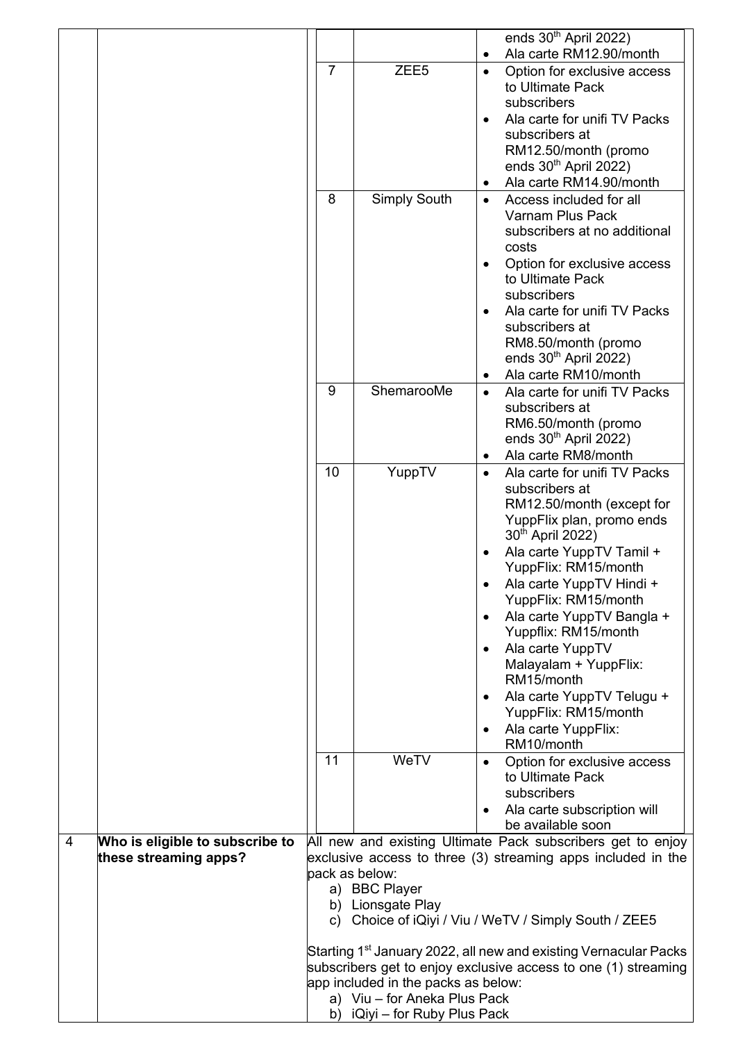| | | | | |
|---|---|---|---|---|
| | | | | • ends 30th April 2022)<br>• Ala carte RM12.90/month |
| | | 7 | ZEE5 | • Option for exclusive access to Ultimate Pack subscribers<br>• Ala carte for unifi TV Packs subscribers at RM12.50/month (promo ends 30th April 2022)<br>• Ala carte RM14.90/month |
| | | 8 | Simply South | • Access included for all Varnam Plus Pack subscribers at no additional costs<br>• Option for exclusive access to Ultimate Pack subscribers<br>• Ala carte for unifi TV Packs subscribers at RM8.50/month (promo ends 30th April 2022)<br>• Ala carte RM10/month |
| | | 9 | ShemarooMe | • Ala carte for unifi TV Packs subscribers at RM6.50/month (promo ends 30th April 2022)<br>• Ala carte RM8/month |
| | | 10 | YuppTV | • Ala carte for unifi TV Packs subscribers at RM12.50/month (except for YuppFlix plan, promo ends 30th April 2022)<br>• Ala carte YuppTV Tamil + YuppFlix: RM15/month<br>• Ala carte YuppTV Hindi + YuppFlix: RM15/month<br>• Ala carte YuppTV Bangla + Yuppflix: RM15/month<br>• Ala carte YuppTV Malayalam + YuppFlix: RM15/month<br>• Ala carte YuppTV Telugu + YuppFlix: RM15/month<br>• Ala carte YuppFlix: RM10/month |
| | | 11 | WeTV | • Option for exclusive access to Ultimate Pack subscribers<br>• Ala carte subscription will be available soon |
| 4 | **Who is eligible to subscribe to these streaming apps?** | All new and existing Ultimate Pack subscribers get to enjoy exclusive access to three (3) streaming apps included in the pack as below:<br>a) BBC Player<br>b) Lionsgate Play<br>c) Choice of iQiyi / Viu / WeTV / Simply South / ZEE5<br><br>Starting 1st January 2022, all new and existing Vernacular Packs subscribers get to enjoy exclusive access to one (1) streaming app included in the packs as below:<br>a) Viu – for Aneka Plus Pack<br>b) iQiyi – for Ruby Plus Pack | | |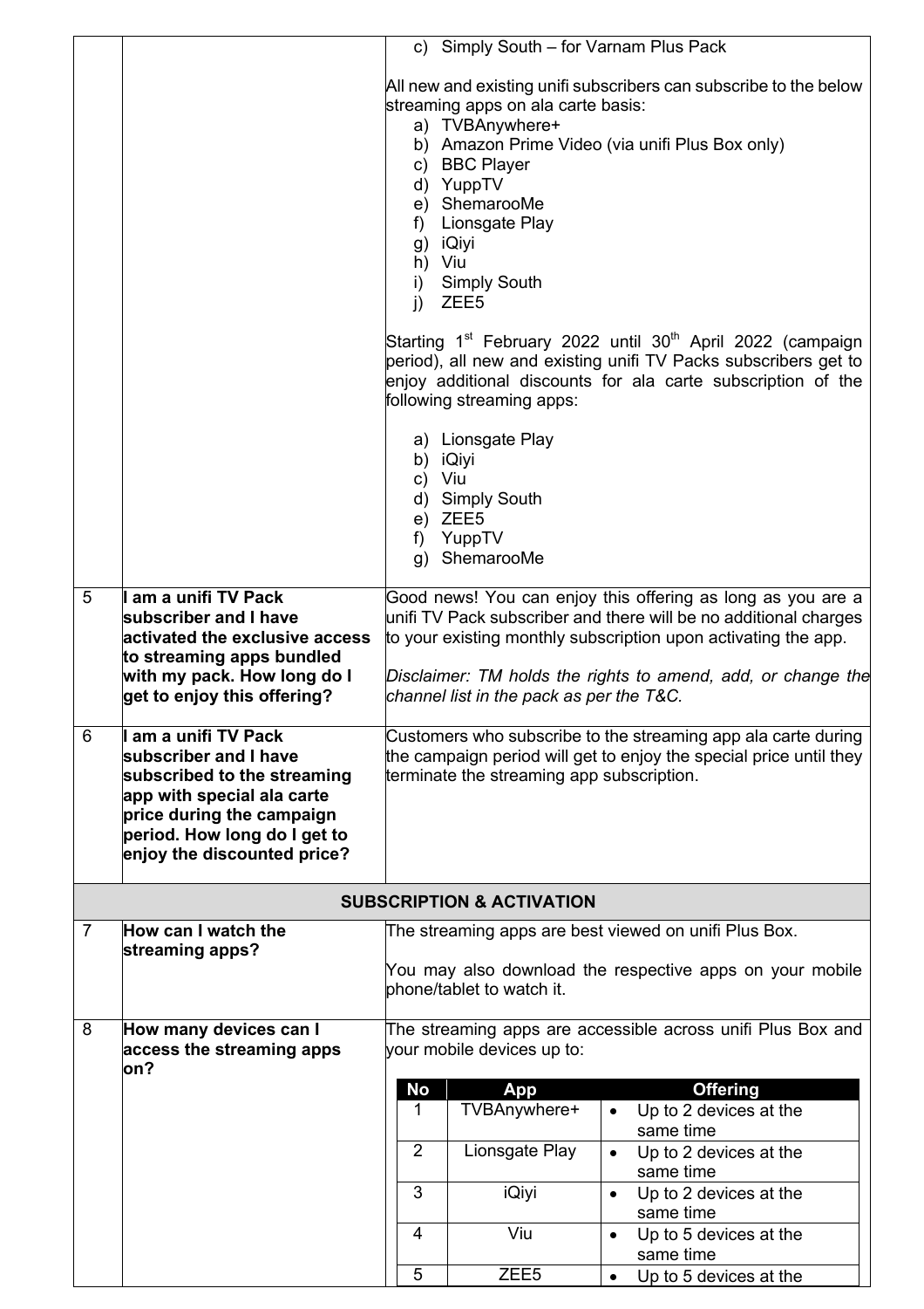| | | |
|---|---|---|
| | | c) Simply South – for Varnam Plus Pack<br><br>All new and existing unifi subscribers can subscribe to the below streaming apps on ala carte basis:<br>a) TVBAnywhere+<br>b) Amazon Prime Video (via unifi Plus Box only)<br>c) BBC Player<br>d) YuppTV<br>e) ShemarooMe<br>f) Lionsgate Play<br>g) iQiyi<br>h) Viu<br>i) Simply South<br>j) ZEE5<br><br>Starting 1st February 2022 until 30th April 2022 (campaign period), all new and existing unifi TV Packs subscribers get to enjoy additional discounts for ala carte subscription of the following streaming apps:<br><br>a) Lionsgate Play<br>b) iQiyi<br>c) Viu<br>d) Simply South<br>e) ZEE5<br>f) YuppTV<br>g) ShemarooMe |
| 5 | **I am a unifi TV Pack subscriber and I have activated the exclusive access to streaming apps bundled with my pack. How long do I get to enjoy this offering?** | Good news! You can enjoy this offering as long as you are a unifi TV Pack subscriber and there will be no additional charges to your existing monthly subscription upon activating the app.<br><br>*Disclaimer: TM holds the rights to amend, add, or change the channel list in the pack as per the T&C.* |
| 6 | **I am a unifi TV Pack subscriber and I have subscribed to the streaming app with special ala carte price during the campaign period. How long do I get to enjoy the discounted price?** | Customers who subscribe to the streaming app ala carte during the campaign period will get to enjoy the special price until they terminate the streaming app subscription. |
| | **SUBSCRIPTION & ACTIVATION** | |
| 7 | **How can I watch the streaming apps?** | The streaming apps are best viewed on unifi Plus Box.<br><br>You may also download the respective apps on your mobile phone/tablet to watch it. |
| 8 | **How many devices can I access the streaming apps on?** | The streaming apps are accessible across unifi Plus Box and your mobile devices up to: |

| No | App | Offering |
|---|---|---|
| 1 | TVBAnywhere+ | • Up to 2 devices at the same time |
| 2 | Lionsgate Play | • Up to 2 devices at the same time |
| 3 | iQiyi | • Up to 2 devices at the same time |
| 4 | Viu | • Up to 5 devices at the same time |
| 5 | ZEE5 | • Up to 5 devices at the |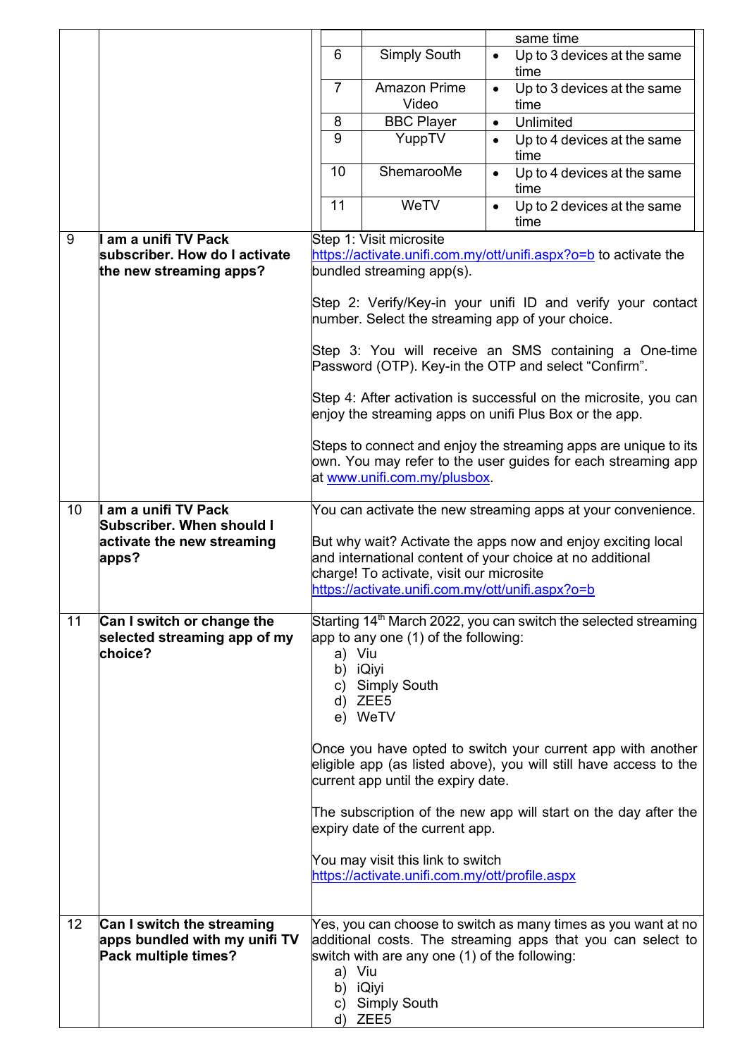| | | |
|---|---|---|
| | | same time |
| 6 | Simply South | • Up to 3 devices at the same time |
| 7 | Amazon Prime Video | • Up to 3 devices at the same time |
| 8 | BBC Player | • Unlimited |
| 9 | YuppTV | • Up to 4 devices at the same time |
| 10 | ShemarooMe | • Up to 4 devices at the same time |
| 11 | WeTV | • Up to 2 devices at the same time |

| | | |
|---|---|---|
| 9 | **I am a unifi TV Pack subscriber. How do I activate the new streaming apps?** | Step 1: Visit microsite https://activate.unifi.com.my/ott/unifi.aspx?o=b to activate the bundled streaming app(s).<br><br>Step 2: Verify/Key-in your unifi ID and verify your contact number. Select the streaming app of your choice.<br><br>Step 3: You will receive an SMS containing a One-time Password (OTP). Key-in the OTP and select "Confirm".<br><br>Step 4: After activation is successful on the microsite, you can enjoy the streaming apps on unifi Plus Box or the app.<br><br>Steps to connect and enjoy the streaming apps are unique to its own. You may refer to the user guides for each streaming app at www.unifi.com.my/plusbox. |
| 10 | **I am a unifi TV Pack Subscriber. When should I activate the new streaming apps?** | You can activate the new streaming apps at your convenience.<br><br>But why wait? Activate the apps now and enjoy exciting local and international content of your choice at no additional charge! To activate, visit our microsite https://activate.unifi.com.my/ott/unifi.aspx?o=b |
| 11 | **Can I switch or change the selected streaming app of my choice?** | Starting 14th March 2022, you can switch the selected streaming app to any one (1) of the following:<br>a) Viu<br>b) iQiyi<br>c) Simply South<br>d) ZEE5<br>e) WeTV<br><br>Once you have opted to switch your current app with another eligible app (as listed above), you will still have access to the current app until the expiry date.<br><br>The subscription of the new app will start on the day after the expiry date of the current app.<br><br>You may visit this link to switch https://activate.unifi.com.my/ott/profile.aspx |
| 12 | **Can I switch the streaming apps bundled with my unifi TV Pack multiple times?** | Yes, you can choose to switch as many times as you want at no additional costs. The streaming apps that you can select to switch with are any one (1) of the following:<br>a) Viu<br>b) iQiyi<br>c) Simply South<br>d) ZEE5 |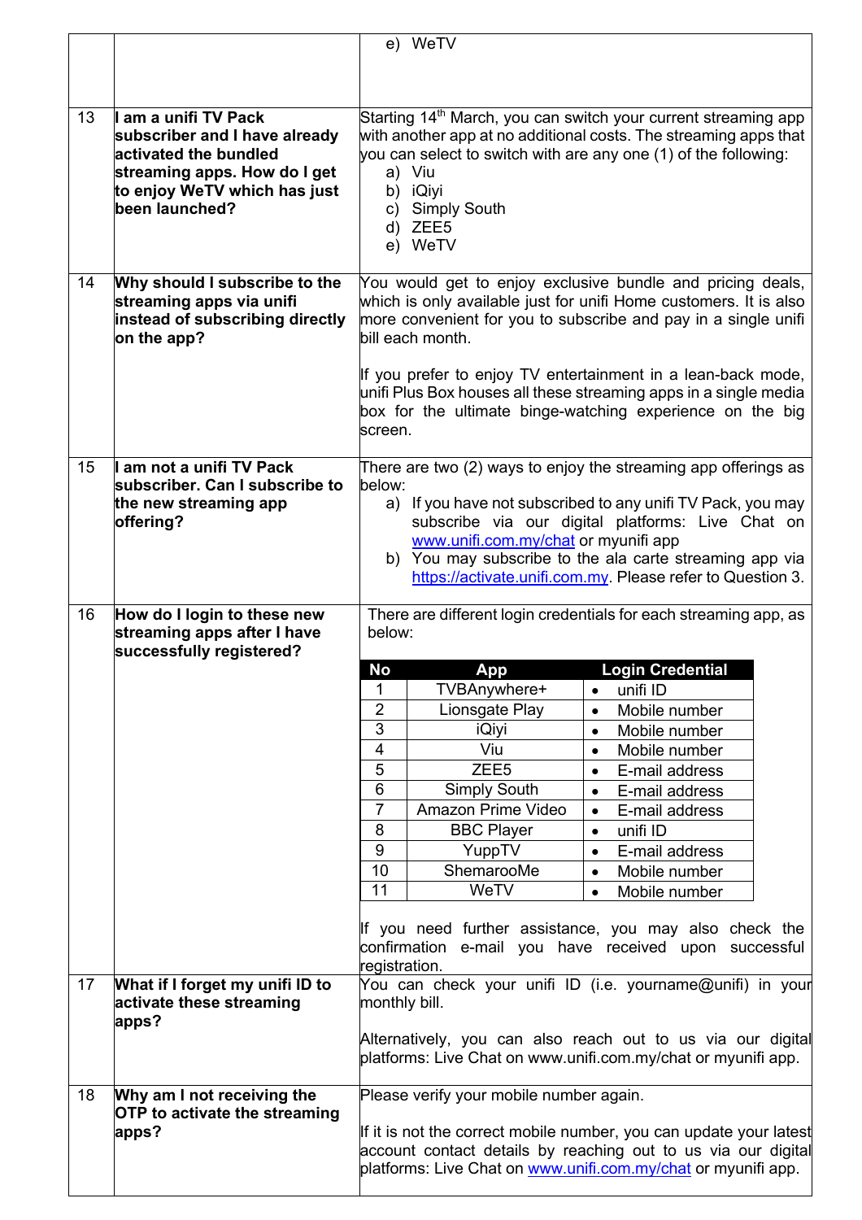| | | |
|---|---|---|
| | | e) WeTV |
| 13 | **I am a unifi TV Pack subscriber and I have already activated the bundled streaming apps. How do I get to enjoy WeTV which has just been launched?** | Starting 14th March, you can switch your current streaming app with another app at no additional costs. The streaming apps that you can select to switch with are any one (1) of the following:<br>a) Viu<br>b) iQiyi<br>c) Simply South<br>d) ZEE5<br>e) WeTV |
| 14 | **Why should I subscribe to the streaming apps via unifi instead of subscribing directly on the app?** | You would get to enjoy exclusive bundle and pricing deals, which is only available just for unifi Home customers. It is also more convenient for you to subscribe and pay in a single unifi bill each month.<br><br>If you prefer to enjoy TV entertainment in a lean-back mode, unifi Plus Box houses all these streaming apps in a single media box for the ultimate binge-watching experience on the big screen. |
| 15 | **I am not a unifi TV Pack subscriber. Can I subscribe to the new streaming app offering?** | There are two (2) ways to enjoy the streaming app offerings as below:<br>a) If you have not subscribed to any unifi TV Pack, you may subscribe via our digital platforms: Live Chat on www.unifi.com.my/chat or myunifi app<br>b) You may subscribe to the ala carte streaming app via https://activate.unifi.com.my. Please refer to Question 3. |
| 16 | **How do I login to these new streaming apps after I have successfully registered?** | There are different login credentials for each streaming app, as below:<br><br>No \| App \| Login Credential<br>1 \| TVBAnywhere+ \| • unifi ID<br>2 \| Lionsgate Play \| • Mobile number<br>3 \| iQiyi \| • Mobile number<br>4 \| Viu \| • Mobile number<br>5 \| ZEE5 \| • E-mail address<br>6 \| Simply South \| • E-mail address<br>7 \| Amazon Prime Video \| • E-mail address<br>8 \| BBC Player \| • unifi ID<br>9 \| YuppTV \| • E-mail address<br>10 \| ShemarooMe \| • Mobile number<br>11 \| WeTV \| • Mobile number<br><br>If you need further assistance, you may also check the confirmation e-mail you have received upon successful registration. |
| 17 | **What if I forget my unifi ID to activate these streaming apps?** | You can check your unifi ID (i.e. yourname@unifi) in your monthly bill.<br><br>Alternatively, you can also reach out to us via our digital platforms: Live Chat on www.unifi.com.my/chat or myunifi app. |
| 18 | **Why am I not receiving the OTP to activate the streaming apps?** | Please verify your mobile number again.<br><br>If it is not the correct mobile number, you can update your latest account contact details by reaching out to us via our digital platforms: Live Chat on www.unifi.com.my/chat or myunifi app. |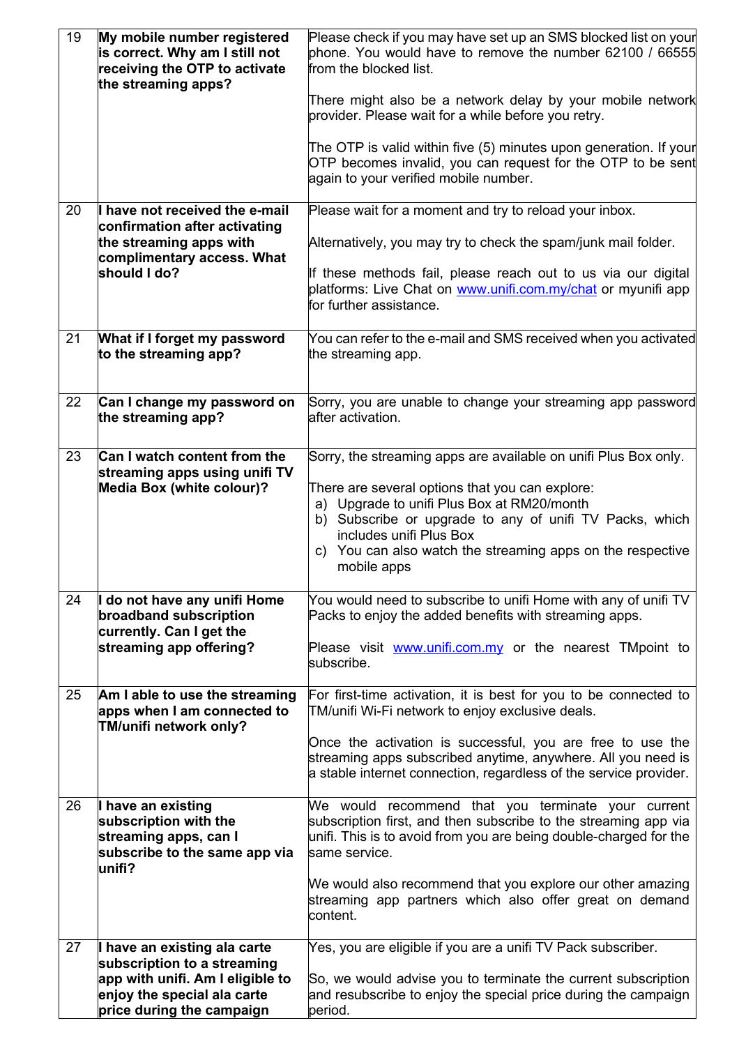| | | |
|---|---|---|
| 19 | **My mobile number registered is correct. Why am I still not receiving the OTP to activate the streaming apps?** | Please check if you may have set up an SMS blocked list on your phone. You would have to remove the number 62100 / 66555 from the blocked list.<br><br>There might also be a network delay by your mobile network provider. Please wait for a while before you retry.<br><br>The OTP is valid within five (5) minutes upon generation. If your OTP becomes invalid, you can request for the OTP to be sent again to your verified mobile number. |
| 20 | **I have not received the e-mail confirmation after activating the streaming apps with complimentary access. What should I do?** | Please wait for a moment and try to reload your inbox.<br><br>Alternatively, you may try to check the spam/junk mail folder.<br><br>If these methods fail, please reach out to us via our digital platforms: Live Chat on [www.unifi.com.my/chat](www.unifi.com.my/chat) or myunifi app for further assistance. |
| 21 | **What if I forget my password to the streaming app?** | You can refer to the e-mail and SMS received when you activated the streaming app. |
| 22 | **Can I change my password on the streaming app?** | Sorry, you are unable to change your streaming app password after activation. |
| 23 | **Can I watch content from the streaming apps using unifi TV Media Box (white colour)?** | Sorry, the streaming apps are available on unifi Plus Box only.<br><br>There are several options that you can explore:<br>a) Upgrade to unifi Plus Box at RM20/month<br>b) Subscribe or upgrade to any of unifi TV Packs, which includes unifi Plus Box<br>c) You can also watch the streaming apps on the respective mobile apps |
| 24 | **I do not have any unifi Home broadband subscription currently. Can I get the streaming app offering?** | You would need to subscribe to unifi Home with any of unifi TV Packs to enjoy the added benefits with streaming apps.<br><br>Please visit [www.unifi.com.my](www.unifi.com.my) or the nearest TMpoint to subscribe. |
| 25 | **Am I able to use the streaming apps when I am connected to TM/unifi network only?** | For first-time activation, it is best for you to be connected to TM/unifi Wi-Fi network to enjoy exclusive deals.<br><br>Once the activation is successful, you are free to use the streaming apps subscribed anytime, anywhere. All you need is a stable internet connection, regardless of the service provider. |
| 26 | **I have an existing subscription with the streaming apps, can I subscribe to the same app via unifi?** | We would recommend that you terminate your current subscription first, and then subscribe to the streaming app via unifi. This is to avoid from you are being double-charged for the same service.<br><br>We would also recommend that you explore our other amazing streaming app partners which also offer great on demand content. |
| 27 | **I have an existing ala carte subscription to a streaming app with unifi. Am I eligible to enjoy the special ala carte price during the campaign** | Yes, you are eligible if you are a unifi TV Pack subscriber.<br><br>So, we would advise you to terminate the current subscription and resubscribe to enjoy the special price during the campaign period. |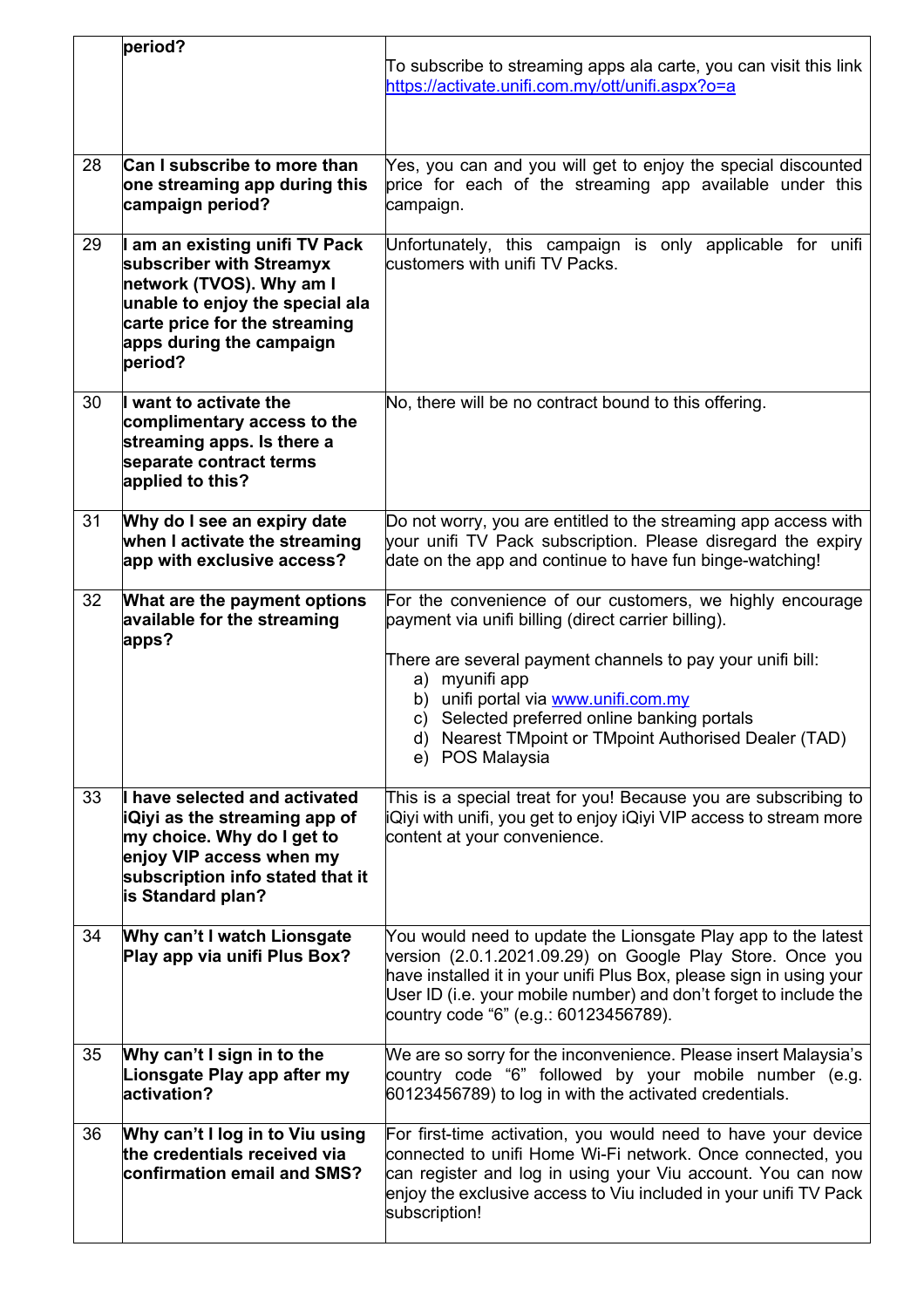|  | **period?** | To subscribe to streaming apps ala carte, you can visit this link https://activate.unifi.com.my/ott/unifi.aspx?o=a |
|---|---|---|
| 28 | **Can I subscribe to more than one streaming app during this campaign period?** | Yes, you can and you will get to enjoy the special discounted price for each of the streaming app available under this campaign. |
| 29 | **I am an existing unifi TV Pack subscriber with Streamyx network (TVOS). Why am I unable to enjoy the special ala carte price for the streaming apps during the campaign period?** | Unfortunately, this campaign is only applicable for unifi customers with unifi TV Packs. |
| 30 | **I want to activate the complimentary access to the streaming apps. Is there a separate contract terms applied to this?** | No, there will be no contract bound to this offering. |
| 31 | **Why do I see an expiry date when I activate the streaming app with exclusive access?** | Do not worry, you are entitled to the streaming app access with your unifi TV Pack subscription. Please disregard the expiry date on the app and continue to have fun binge-watching! |
| 32 | **What are the payment options available for the streaming apps?** | For the convenience of our customers, we highly encourage payment via unifi billing (direct carrier billing).<br><br>There are several payment channels to pay your unifi bill:<br>a) myunifi app<br>b) unifi portal via www.unifi.com.my<br>c) Selected preferred online banking portals<br>d) Nearest TMpoint or TMpoint Authorised Dealer (TAD)<br>e) POS Malaysia |
| 33 | **I have selected and activated iQiyi as the streaming app of my choice. Why do I get to enjoy VIP access when my subscription info stated that it is Standard plan?** | This is a special treat for you! Because you are subscribing to iQiyi with unifi, you get to enjoy iQiyi VIP access to stream more content at your convenience. |
| 34 | **Why can't I watch Lionsgate Play app via unifi Plus Box?** | You would need to update the Lionsgate Play app to the latest version (2.0.1.2021.09.29) on Google Play Store. Once you have installed it in your unifi Plus Box, please sign in using your User ID (i.e. your mobile number) and don't forget to include the country code "6" (e.g.: 60123456789). |
| 35 | **Why can't I sign in to the Lionsgate Play app after my activation?** | We are so sorry for the inconvenience. Please insert Malaysia's country code "6" followed by your mobile number (e.g. 60123456789) to log in with the activated credentials. |
| 36 | **Why can't I log in to Viu using the credentials received via confirmation email and SMS?** | For first-time activation, you would need to have your device connected to unifi Home Wi-Fi network. Once connected, you can register and log in using your Viu account. You can now enjoy the exclusive access to Viu included in your unifi TV Pack subscription! |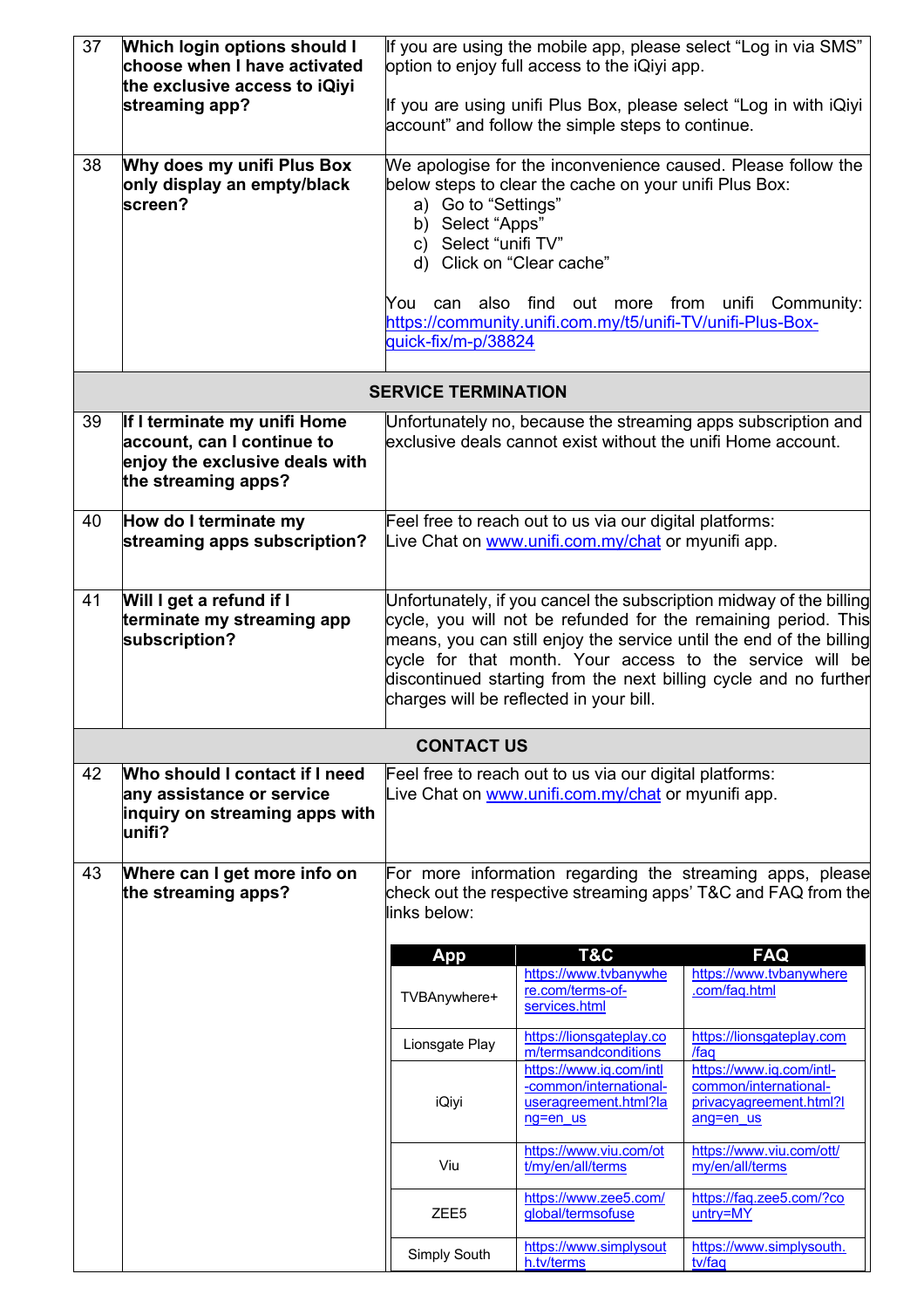| | | |
|---|---|---|
| 37 | **Which login options should I choose when I have activated the exclusive access to iQiyi streaming app?** | If you are using the mobile app, please select "Log in via SMS" option to enjoy full access to the iQiyi app.<br><br>If you are using unifi Plus Box, please select "Log in with iQiyi account" and follow the simple steps to continue. |
| 38 | **Why does my unifi Plus Box only display an empty/black screen?** | We apologise for the inconvenience caused. Please follow the below steps to clear the cache on your unifi Plus Box:<br>a) Go to "Settings"<br>b) Select "Apps"<br>c) Select "unifi TV"<br>d) Click on "Clear cache"<br><br>You can also find out more from unifi Community: https://community.unifi.com.my/t5/unifi-TV/unifi-Plus-Box-quick-fix/m-p/38824 |
| | **SERVICE TERMINATION** | |
| 39 | **If I terminate my unifi Home account, can I continue to enjoy the exclusive deals with the streaming apps?** | Unfortunately no, because the streaming apps subscription and exclusive deals cannot exist without the unifi Home account. |
| 40 | **How do I terminate my streaming apps subscription?** | Feel free to reach out to us via our digital platforms:<br>Live Chat on www.unifi.com.my/chat or myunifi app. |
| 41 | **Will I get a refund if I terminate my streaming app subscription?** | Unfortunately, if you cancel the subscription midway of the billing cycle, you will not be refunded for the remaining period. This means, you can still enjoy the service until the end of the billing cycle for that month. Your access to the service will be discontinued starting from the next billing cycle and no further charges will be reflected in your bill. |
| | **CONTACT US** | |
| 42 | **Who should I contact if I need any assistance or service inquiry on streaming apps with unifi?** | Feel free to reach out to us via our digital platforms:<br>Live Chat on www.unifi.com.my/chat or myunifi app. |
| 43 | **Where can I get more info on the streaming apps?** | For more information regarding the streaming apps, please check out the respective streaming apps' T&C and FAQ from the links below: |

| App | T&C | FAQ |
|---|---|---|
| TVBAnywhere+ | https://www.tvbanywhere.com/terms-of-services.html | https://www.tvbanywhere.com/faq.html |
| Lionsgate Play | https://lionsgateplay.com/termsandconditions | https://lionsgateplay.com/faq |
| iQiyi | https://www.iq.com/intl-common/international-useragreement.html?lang=en_us | https://www.iq.com/intl-common/international-privacyagreement.html?lang=en_us |
| Viu | https://www.viu.com/ott/my/en/all/terms | https://www.viu.com/ott/my/en/all/terms |
| ZEE5 | https://www.zee5.com/global/termsofuse | https://faq.zee5.com/?country=MY |
| Simply South | https://www.simplysouth.tv/terms | https://www.simplysouth.tv/faq |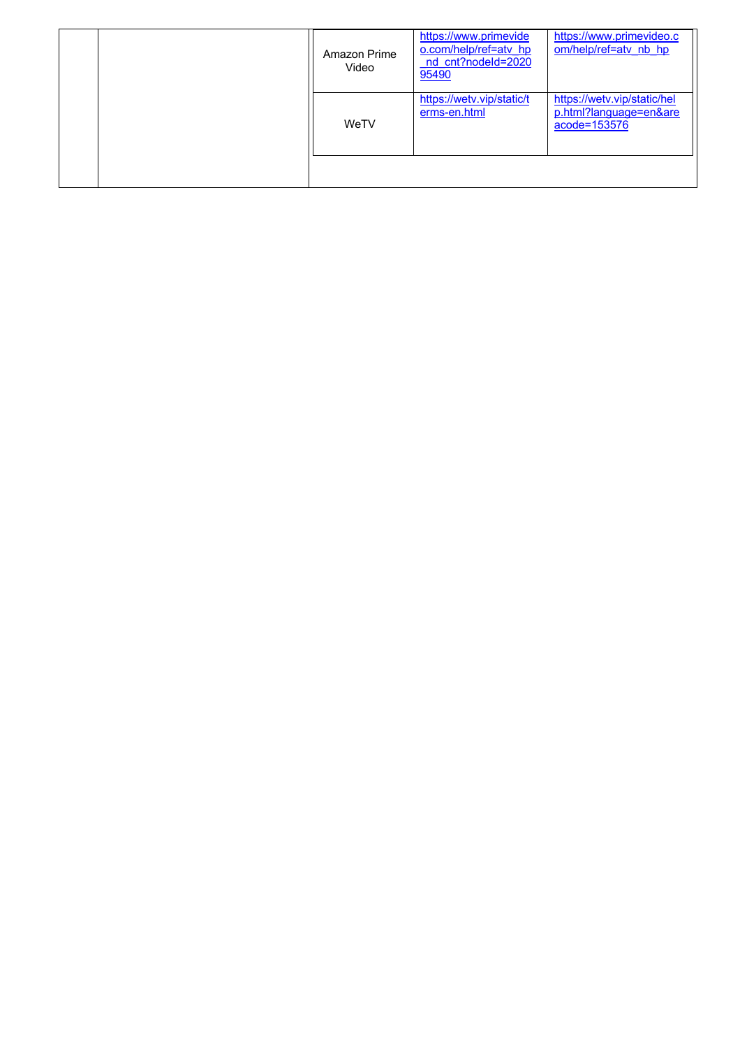| | | | | |
|---|---|---|---|---|
| | | Amazon Prime Video | https://www.primevideo.com/help/ref=atv_hp_nd_cnt?nodeId=202095490 | https://www.primevideo.com/help/ref=atv_nb_hp |
| | | WeTV | https://wetv.vip/static/terms-en.html | https://wetv.vip/static/help.html?language=en&areacode=153576 |